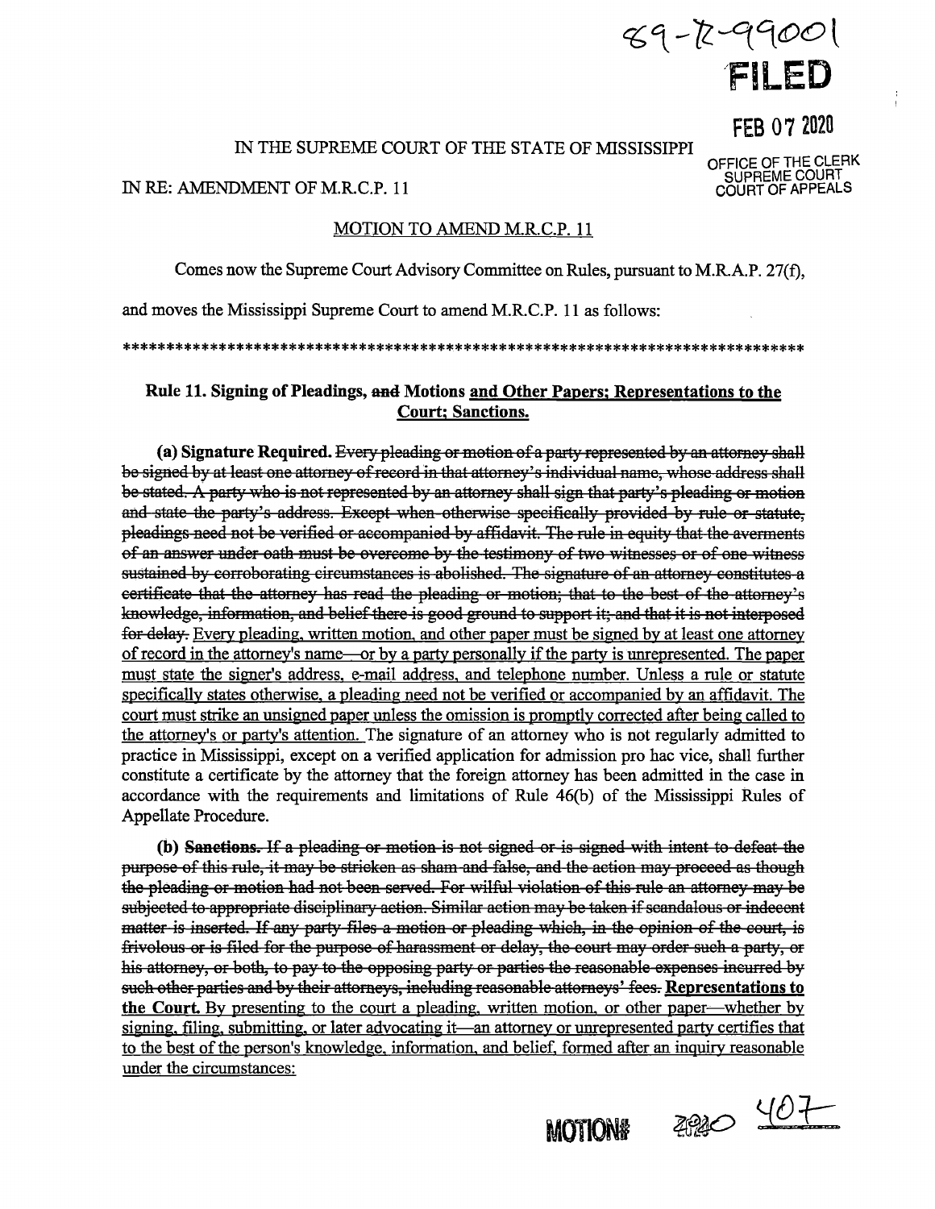89-R-99001

**FILED**

FEB 07 2020

OFFICE OF THE CLERK
SUPREME COURT
COURT OF APPEALS

IN THE SUPREME COURT OF THE STATE OF MISSISSIPPI

IN RE: AMENDMENT OF M.R.C.P. 11

MOTION TO AMEND M.R.C.P. 11

Comes now the Supreme Court Advisory Committee on Rules, pursuant to M.R.A.P. 27(f), and moves the Mississippi Supreme Court to amend M.R.C.P. 11 as follows:

*******************************************************************************

### Rule 11. Signing of Pleadings, ~~and~~ Motions <u>and Other Papers; Representations to the Court; Sanctions.</u>

**(a) Signature Required.** ~~Every pleading or motion of a party represented by an attorney shall be signed by at least one attorney of record in that attorney's individual name, whose address shall be stated. A party who is not represented by an attorney shall sign that party's pleading or motion and state the party's address. Except when otherwise specifically provided by rule or statute, pleadings need not be verified or accompanied by affidavit. The rule in equity that the averments of an answer under oath must be overcome by the testimony of two witnesses or of one witness sustained by corroborating circumstances is abolished. The signature of an attorney constitutes a certificate that the attorney has read the pleading or motion; that to the best of the attorney's knowledge, information, and belief there is good ground to support it; and that it is not interposed for delay.~~ <u>Every pleading, written motion, and other paper must be signed by at least one attorney of record in the attorney's name—or by a party personally if the party is unrepresented. The paper must state the signer's address, e-mail address, and telephone number. Unless a rule or statute specifically states otherwise, a pleading need not be verified or accompanied by an affidavit. The court must strike an unsigned paper unless the omission is promptly corrected after being called to the attorney's or party's attention.</u> The signature of an attorney who is not regularly admitted to practice in Mississippi, except on a verified application for admission pro hac vice, shall further constitute a certificate by the attorney that the foreign attorney has been admitted in the case in accordance with the requirements and limitations of Rule 46(b) of the Mississippi Rules of Appellate Procedure.

**(b)** ~~**Sanctions.** If a pleading or motion is not signed or is signed with intent to defeat the purpose of this rule, it may be stricken as sham and false, and the action may proceed as though the pleading or motion had not been served. For wilful violation of this rule an attorney may be subjected to appropriate disciplinary action. Similar action may be taken if scandalous or indecent matter is inserted. If any party files a motion or pleading which, in the opinion of the court, is frivolous or is filed for the purpose of harassment or delay, the court may order such a party, or his attorney, or both, to pay to the opposing party or parties the reasonable expenses incurred by such other parties and by their attorneys, including reasonable attorneys' fees.~~ <u>**Representations to the Court.** By presenting to the court a pleading, written motion, or other paper—whether by signing, filing, submitting, or later advocating it—an attorney or unrepresented party certifies that to the best of the person's knowledge, information, and belief, formed after an inquiry reasonable under the circumstances:</u>

MOTION# 2020 407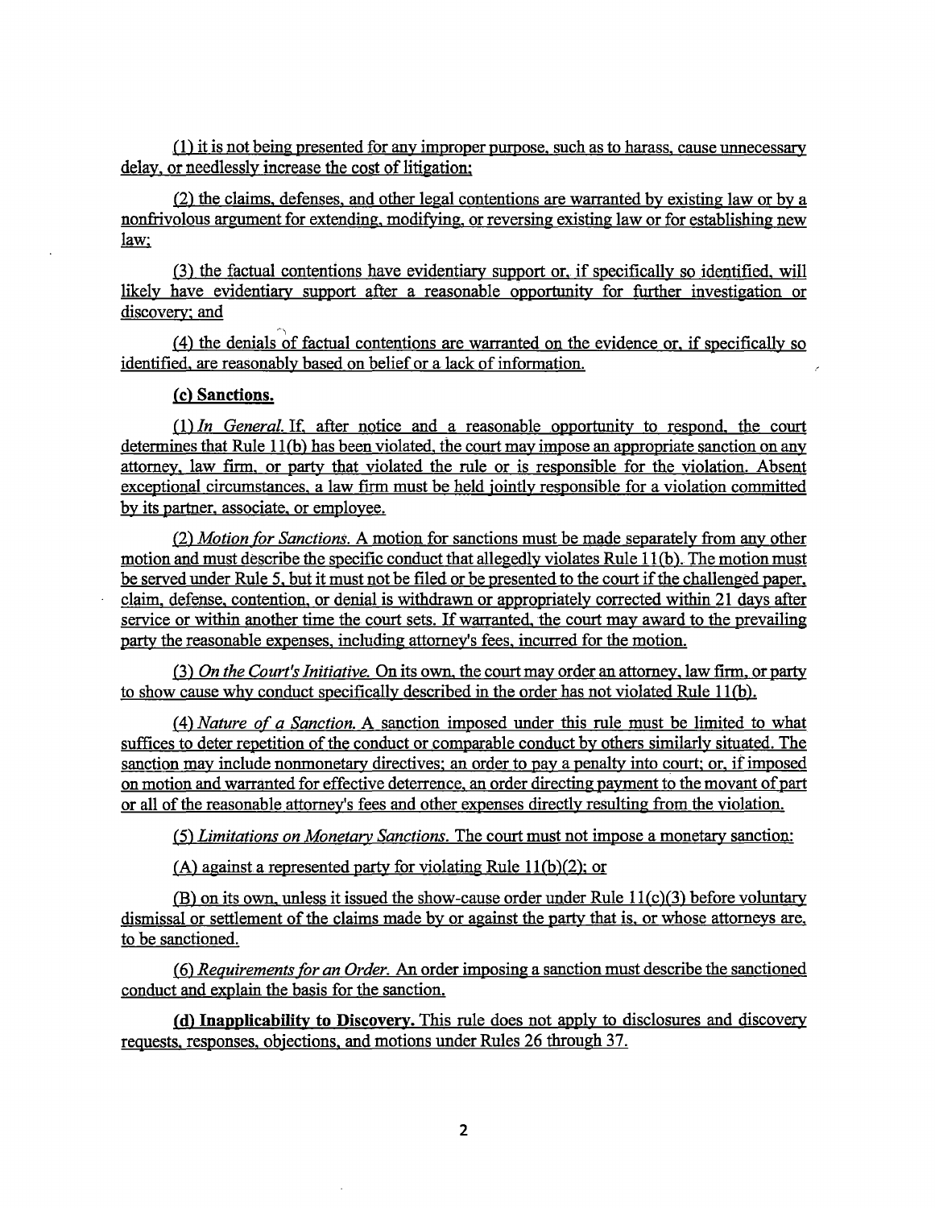(1) it is not being presented for any improper purpose, such as to harass, cause unnecessary delay, or needlessly increase the cost of litigation;

(2) the claims, defenses, and other legal contentions are warranted by existing law or by a nonfrivolous argument for extending, modifying, or reversing existing law or for establishing new law;

(3) the factual contentions have evidentiary support or, if specifically so identified, will likely have evidentiary support after a reasonable opportunity for further investigation or discovery; and

(4) the denials of factual contentions are warranted on the evidence or, if specifically so identified, are reasonably based on belief or a lack of information.

**(c) Sanctions.**

(1) *In General.* If, after notice and a reasonable opportunity to respond, the court determines that Rule 11(b) has been violated, the court may impose an appropriate sanction on any attorney, law firm, or party that violated the rule or is responsible for the violation. Absent exceptional circumstances, a law firm must be held jointly responsible for a violation committed by its partner, associate, or employee.

(2) *Motion for Sanctions.* A motion for sanctions must be made separately from any other motion and must describe the specific conduct that allegedly violates Rule 11(b). The motion must be served under Rule 5, but it must not be filed or be presented to the court if the challenged paper, claim, defense, contention, or denial is withdrawn or appropriately corrected within 21 days after service or within another time the court sets. If warranted, the court may award to the prevailing party the reasonable expenses, including attorney's fees, incurred for the motion.

(3) *On the Court's Initiative.* On its own, the court may order an attorney, law firm, or party to show cause why conduct specifically described in the order has not violated Rule 11(b).

(4) *Nature of a Sanction.* A sanction imposed under this rule must be limited to what suffices to deter repetition of the conduct or comparable conduct by others similarly situated. The sanction may include nonmonetary directives; an order to pay a penalty into court; or, if imposed on motion and warranted for effective deterrence, an order directing payment to the movant of part or all of the reasonable attorney's fees and other expenses directly resulting from the violation.

(5) *Limitations on Monetary Sanctions.* The court must not impose a monetary sanction:

(A) against a represented party for violating Rule 11(b)(2); or

(B) on its own, unless it issued the show-cause order under Rule 11(c)(3) before voluntary dismissal or settlement of the claims made by or against the party that is, or whose attorneys are, to be sanctioned.

(6) *Requirements for an Order.* An order imposing a sanction must describe the sanctioned conduct and explain the basis for the sanction.

**(d) Inapplicability to Discovery.** This rule does not apply to disclosures and discovery requests, responses, objections, and motions under Rules 26 through 37.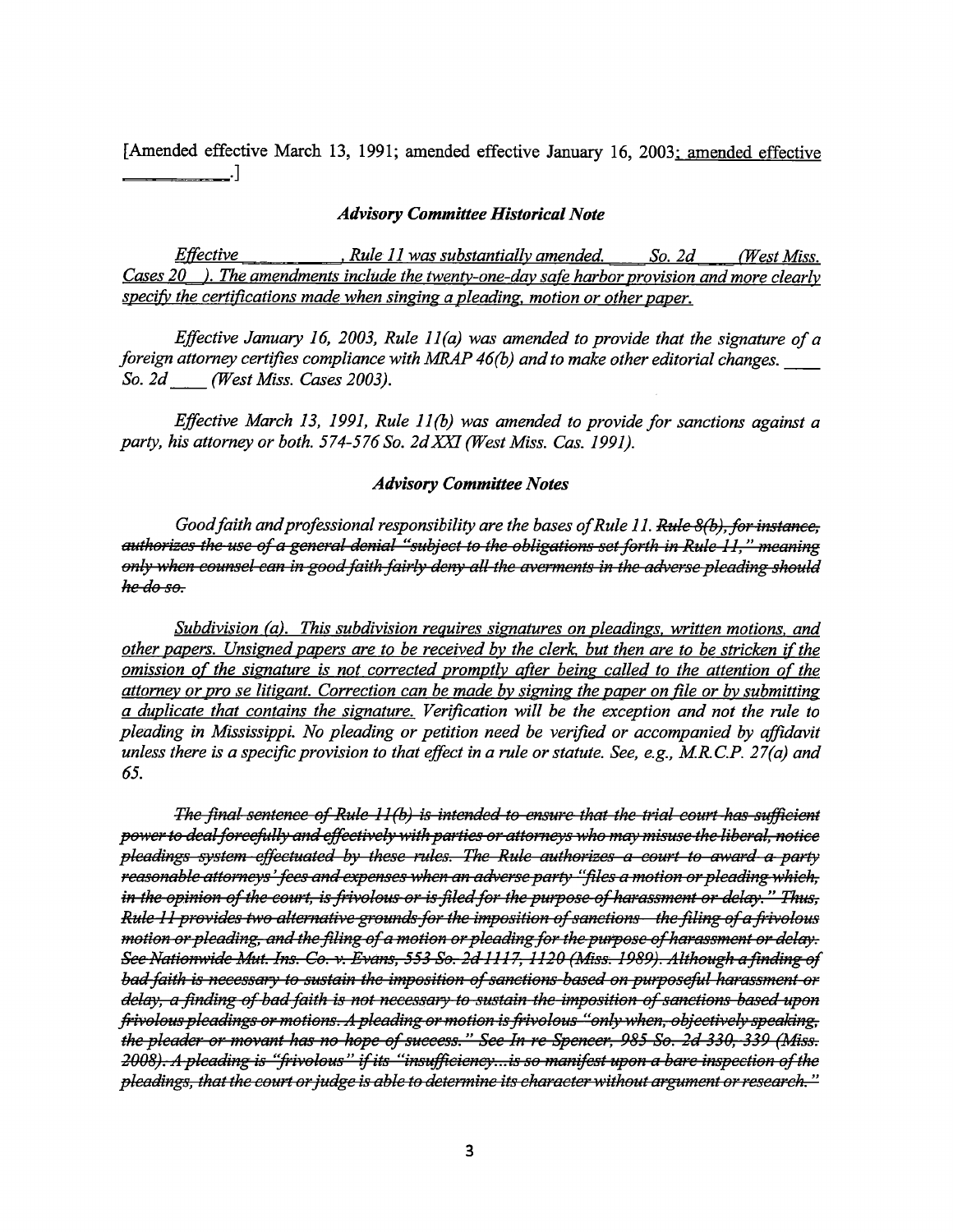[Amended effective March 13, 1991; amended effective January 16, 2003; amended effective ___________.]

### *Advisory Committee Historical Note*

*Effective ___________, Rule 11 was substantially amended. ____ So. 2d ___ (West Miss. Cases 20__). The amendments include the twenty-one-day safe harbor provision and more clearly specify the certifications made when singing a pleading, motion or other paper.*

*Effective January 16, 2003, Rule 11(a) was amended to provide that the signature of a foreign attorney certifies compliance with MRAP 46(b) and to make other editorial changes. ____ So. 2d ____ (West Miss. Cases 2003).*

*Effective March 13, 1991, Rule 11(b) was amended to provide for sanctions against a party, his attorney or both. 574-576 So. 2d XXI (West Miss. Cas. 1991).*

### *Advisory Committee Notes*

*Good faith and professional responsibility are the bases of Rule 11. ~~Rule 8(b), for instance, authorizes the use of a general denial "subject to the obligations set forth in Rule 11," meaning only when counsel can in good faith fairly deny all the averments in the adverse pleading should he do so.~~*

*Subdivision (a). This subdivision requires signatures on pleadings, written motions, and other papers. Unsigned papers are to be received by the clerk, but then are to be stricken if the omission of the signature is not corrected promptly after being called to the attention of the attorney or pro se litigant. Correction can be made by signing the paper on file or by submitting a duplicate that contains the signature. Verification will be the exception and not the rule to pleading in Mississippi. No pleading or petition need be verified or accompanied by affidavit unless there is a specific provision to that effect in a rule or statute. See, e.g., M.R.C.P. 27(a) and 65.*

*~~The final sentence of Rule 11(b) is intended to ensure that the trial court has sufficient power to deal forcefully and effectively with parties or attorneys who may misuse the liberal, notice pleadings system effectuated by these rules. The Rule authorizes a court to award a party reasonable attorneys' fees and expenses when an adverse party "files a motion or pleading which, in the opinion of the court, is frivolous or is filed for the purpose of harassment or delay." Thus, Rule 11 provides two alternative grounds for the imposition of sanctions – the filing of a frivolous motion or pleading, and the filing of a motion or pleading for the purpose of harassment or delay. See Nationwide Mut. Ins. Co. v. Evans, 553 So. 2d 1117, 1120 (Miss. 1989). Although a finding of bad faith is necessary to sustain the imposition of sanctions based on purposeful harassment or delay, a finding of bad faith is not necessary to sustain the imposition of sanctions based upon frivolous pleadings or motions. A pleading or motion is frivolous "only when, objectively speaking, the pleader or movant has no hope of success." See In re Spencer, 985 So. 2d 330, 339 (Miss. 2008). A pleading is "frivolous" if its "insufficiency...is so manifest upon a bare inspection of the pleadings, that the court or judge is able to determine its character without argument or research."~~*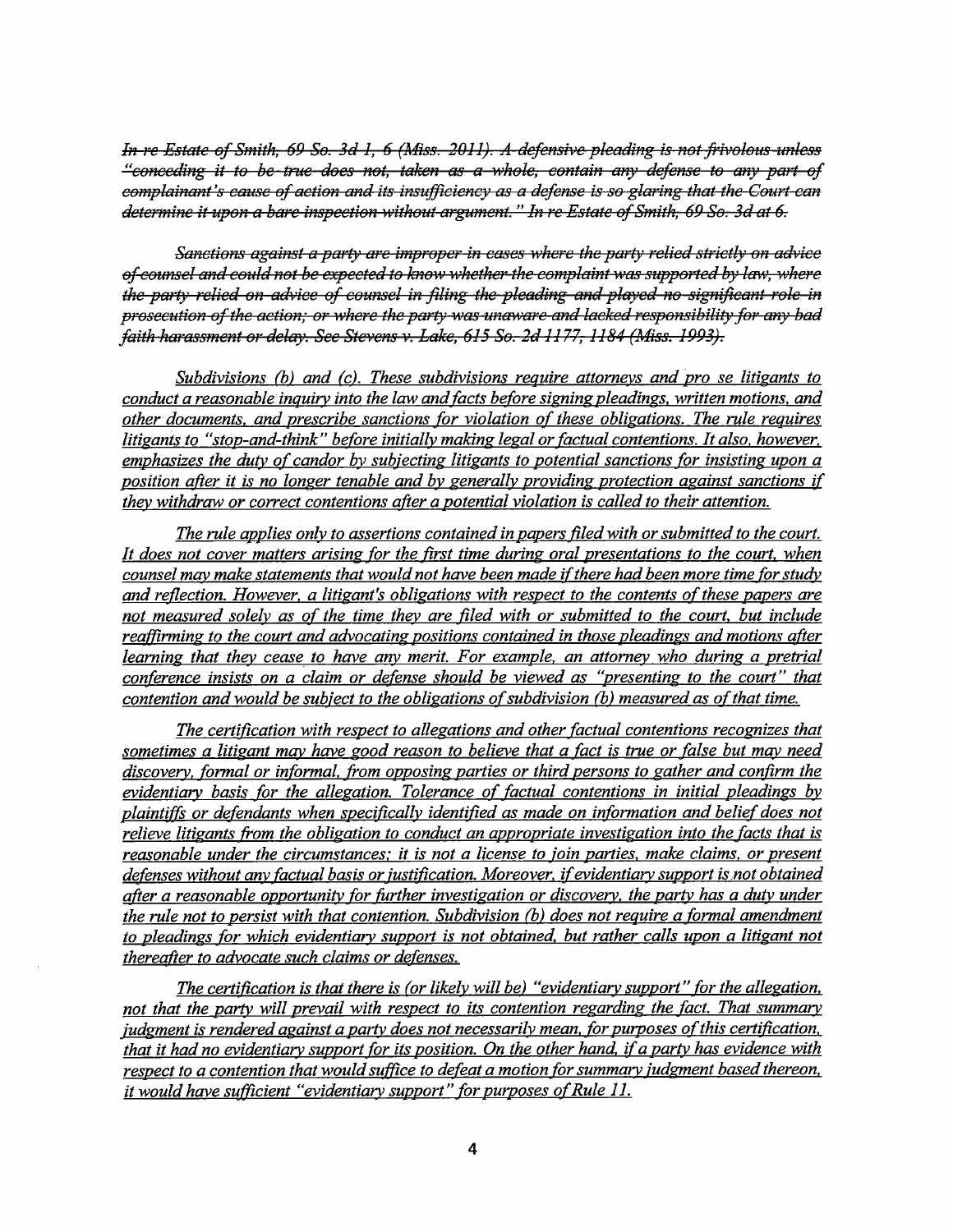~~*In re Estate of Smith, 69 So. 3d 1, 6 (Miss. 2011). A defensive pleading is not frivolous unless "conceding it to be true does not, taken as a whole, contain any defense to any part of complainant's cause of action and its insufficiency as a defense is so glaring that the Court can determine it upon a bare inspection without argument." In re Estate of Smith, 69 So. 3d at 6.*~~

~~*Sanctions against a party are improper in cases where the party relied strictly on advice of counsel and could not be expected to know whether the complaint was supported by law, where the party relied on advice of counsel in filing the pleading and played no significant role in prosecution of the action; or where the party was unaware and lacked responsibility for any bad faith harassment or delay. See Stevens v. Lake, 615 So. 2d 1177, 1184 (Miss. 1993).*~~

<u>*Subdivisions (b) and (c). These subdivisions require attorneys and pro se litigants to conduct a reasonable inquiry into the law and facts before signing pleadings, written motions, and other documents, and prescribe sanctions for violation of these obligations. The rule requires litigants to "stop-and-think" before initially making legal or factual contentions. It also, however, emphasizes the duty of candor by subjecting litigants to potential sanctions for insisting upon a position after it is no longer tenable and by generally providing protection against sanctions if they withdraw or correct contentions after a potential violation is called to their attention.*</u>

<u>*The rule applies only to assertions contained in papers filed with or submitted to the court. It does not cover matters arising for the first time during oral presentations to the court, when counsel may make statements that would not have been made if there had been more time for study and reflection. However, a litigant's obligations with respect to the contents of these papers are not measured solely as of the time they are filed with or submitted to the court, but include reaffirming to the court and advocating positions contained in those pleadings and motions after learning that they cease to have any merit. For example, an attorney who during a pretrial conference insists on a claim or defense should be viewed as "presenting to the court" that contention and would be subject to the obligations of subdivision (b) measured as of that time.*</u>

<u>*The certification with respect to allegations and other factual contentions recognizes that sometimes a litigant may have good reason to believe that a fact is true or false but may need discovery, formal or informal, from opposing parties or third persons to gather and confirm the evidentiary basis for the allegation. Tolerance of factual contentions in initial pleadings by plaintiffs or defendants when specifically identified as made on information and belief does not relieve litigants from the obligation to conduct an appropriate investigation into the facts that is reasonable under the circumstances; it is not a license to join parties, make claims, or present defenses without any factual basis or justification. Moreover, if evidentiary support is not obtained after a reasonable opportunity for further investigation or discovery, the party has a duty under the rule not to persist with that contention. Subdivision (b) does not require a formal amendment to pleadings for which evidentiary support is not obtained, but rather calls upon a litigant not thereafter to advocate such claims or defenses.*</u>

<u>*The certification is that there is (or likely will be) "evidentiary support" for the allegation, not that the party will prevail with respect to its contention regarding the fact. That summary judgment is rendered against a party does not necessarily mean, for purposes of this certification, that it had no evidentiary support for its position. On the other hand, if a party has evidence with respect to a contention that would suffice to defeat a motion for summary judgment based thereon, it would have sufficient "evidentiary support" for purposes of Rule 11.*</u>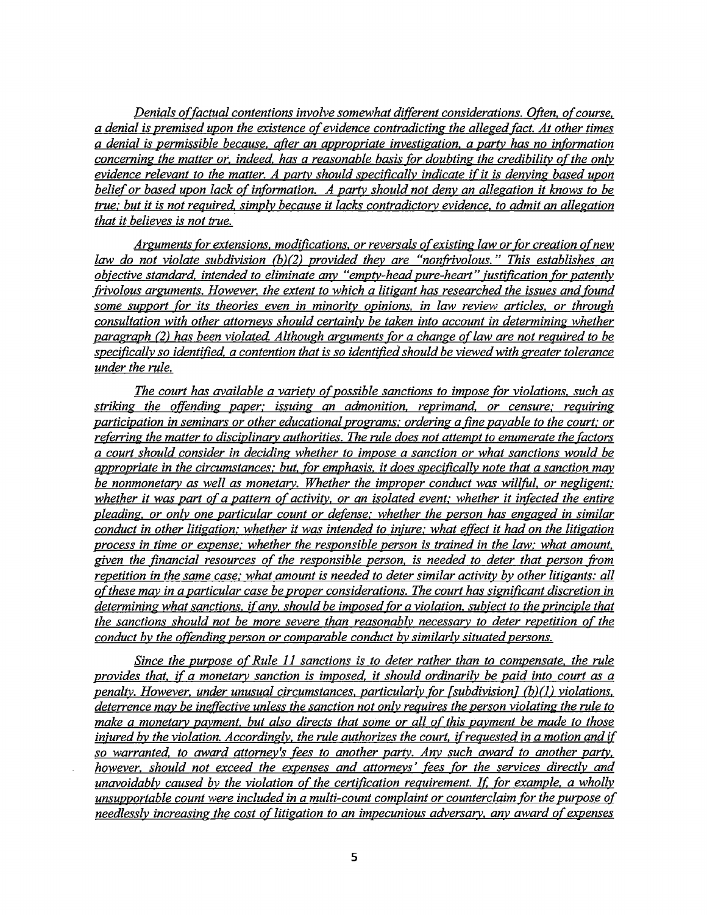*Denials of factual contentions involve somewhat different considerations. Often, of course, a denial is premised upon the existence of evidence contradicting the alleged fact. At other times a denial is permissible because, after an appropriate investigation, a party has no information concerning the matter or, indeed, has a reasonable basis for doubting the credibility of the only evidence relevant to the matter. A party should specifically indicate if it is denying based upon belief or based upon lack of information. A party should not deny an allegation it knows to be true; but it is not required, simply because it lacks contradictory evidence, to admit an allegation that it believes is not true.*

*Arguments for extensions, modifications, or reversals of existing law or for creation of new law do not violate subdivision (b)(2) provided they are "nonfrivolous." This establishes an objective standard, intended to eliminate any "empty-head pure-heart" justification for patently frivolous arguments. However, the extent to which a litigant has researched the issues and found some support for its theories even in minority opinions, in law review articles, or through consultation with other attorneys should certainly be taken into account in determining whether paragraph (2) has been violated. Although arguments for a change of law are not required to be specifically so identified, a contention that is so identified should be viewed with greater tolerance under the rule.*

*The court has available a variety of possible sanctions to impose for violations, such as striking the offending paper; issuing an admonition, reprimand, or censure; requiring participation in seminars or other educational programs; ordering a fine payable to the court; or referring the matter to disciplinary authorities. The rule does not attempt to enumerate the factors a court should consider in deciding whether to impose a sanction or what sanctions would be appropriate in the circumstances; but, for emphasis, it does specifically note that a sanction may be nonmonetary as well as monetary. Whether the improper conduct was willful, or negligent; whether it was part of a pattern of activity, or an isolated event; whether it infected the entire pleading, or only one particular count or defense; whether the person has engaged in similar conduct in other litigation; whether it was intended to injure; what effect it had on the litigation process in time or expense; whether the responsible person is trained in the law; what amount, given the financial resources of the responsible person, is needed to deter that person from repetition in the same case; what amount is needed to deter similar activity by other litigants: all of these may in a particular case be proper considerations. The court has significant discretion in determining what sanctions, if any, should be imposed for a violation, subject to the principle that the sanctions should not be more severe than reasonably necessary to deter repetition of the conduct by the offending person or comparable conduct by similarly situated persons.*

*Since the purpose of Rule 11 sanctions is to deter rather than to compensate, the rule provides that, if a monetary sanction is imposed, it should ordinarily be paid into court as a penalty. However, under unusual circumstances, particularly for [subdivision] (b)(1) violations, deterrence may be ineffective unless the sanction not only requires the person violating the rule to make a monetary payment, but also directs that some or all of this payment be made to those injured by the violation. Accordingly, the rule authorizes the court, if requested in a motion and if so warranted, to award attorney's fees to another party. Any such award to another party, however, should not exceed the expenses and attorneys' fees for the services directly and unavoidably caused by the violation of the certification requirement. If, for example, a wholly unsupportable count were included in a multi-count complaint or counterclaim for the purpose of needlessly increasing the cost of litigation to an impecunious adversary, any award of expenses*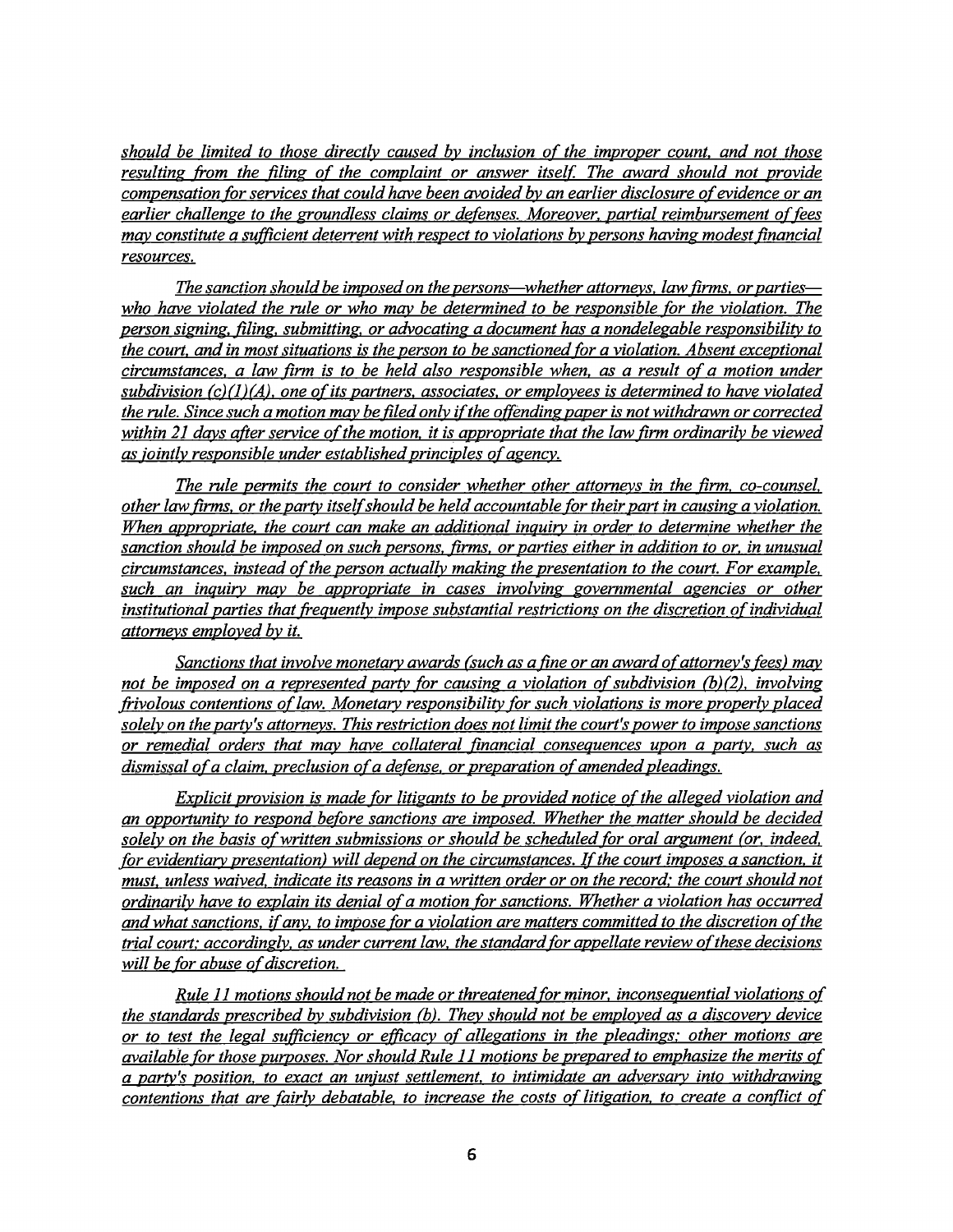*should be limited to those directly caused by inclusion of the improper count, and not those resulting from the filing of the complaint or answer itself. The award should not provide compensation for services that could have been avoided by an earlier disclosure of evidence or an earlier challenge to the groundless claims or defenses. Moreover, partial reimbursement of fees may constitute a sufficient deterrent with respect to violations by persons having modest financial resources.*

*The sanction should be imposed on the persons—whether attorneys, law firms, or parties—who have violated the rule or who may be determined to be responsible for the violation. The person signing, filing, submitting, or advocating a document has a nondelegable responsibility to the court, and in most situations is the person to be sanctioned for a violation. Absent exceptional circumstances, a law firm is to be held also responsible when, as a result of a motion under subdivision (c)(1)(A), one of its partners, associates, or employees is determined to have violated the rule. Since such a motion may be filed only if the offending paper is not withdrawn or corrected within 21 days after service of the motion, it is appropriate that the law firm ordinarily be viewed as jointly responsible under established principles of agency.*

*The rule permits the court to consider whether other attorneys in the firm, co-counsel, other law firms, or the party itself should be held accountable for their part in causing a violation. When appropriate, the court can make an additional inquiry in order to determine whether the sanction should be imposed on such persons, firms, or parties either in addition to or, in unusual circumstances, instead of the person actually making the presentation to the court. For example, such an inquiry may be appropriate in cases involving governmental agencies or other institutional parties that frequently impose substantial restrictions on the discretion of individual attorneys employed by it.*

*Sanctions that involve monetary awards (such as a fine or an award of attorney's fees) may not be imposed on a represented party for causing a violation of subdivision (b)(2), involving frivolous contentions of law. Monetary responsibility for such violations is more properly placed solely on the party's attorneys. This restriction does not limit the court's power to impose sanctions or remedial orders that may have collateral financial consequences upon a party, such as dismissal of a claim, preclusion of a defense, or preparation of amended pleadings.*

*Explicit provision is made for litigants to be provided notice of the alleged violation and an opportunity to respond before sanctions are imposed. Whether the matter should be decided solely on the basis of written submissions or should be scheduled for oral argument (or, indeed, for evidentiary presentation) will depend on the circumstances. If the court imposes a sanction, it must, unless waived, indicate its reasons in a written order or on the record; the court should not ordinarily have to explain its denial of a motion for sanctions. Whether a violation has occurred and what sanctions, if any, to impose for a violation are matters committed to the discretion of the trial court; accordingly, as under current law, the standard for appellate review of these decisions will be for abuse of discretion.*

*Rule 11 motions should not be made or threatened for minor, inconsequential violations of the standards prescribed by subdivision (b). They should not be employed as a discovery device or to test the legal sufficiency or efficacy of allegations in the pleadings; other motions are available for those purposes. Nor should Rule 11 motions be prepared to emphasize the merits of a party's position, to exact an unjust settlement, to intimidate an adversary into withdrawing contentions that are fairly debatable, to increase the costs of litigation, to create a conflict of*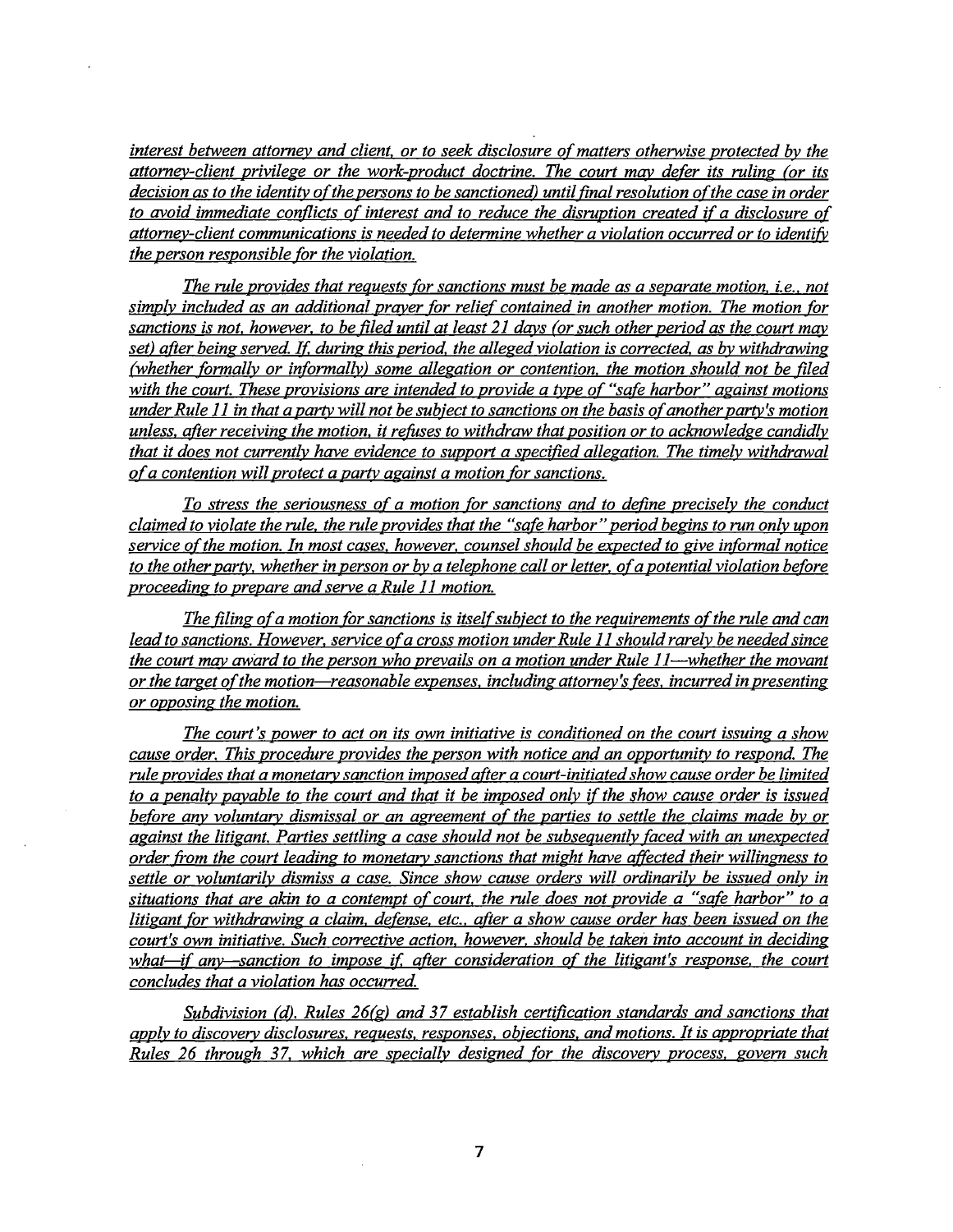*interest between attorney and client, or to seek disclosure of matters otherwise protected by the attorney-client privilege or the work-product doctrine. The court may defer its ruling (or its decision as to the identity of the persons to be sanctioned) until final resolution of the case in order to avoid immediate conflicts of interest and to reduce the disruption created if a disclosure of attorney-client communications is needed to determine whether a violation occurred or to identify the person responsible for the violation.*

*The rule provides that requests for sanctions must be made as a separate motion, i.e., not simply included as an additional prayer for relief contained in another motion. The motion for sanctions is not, however, to be filed until at least 21 days (or such other period as the court may set) after being served. If, during this period, the alleged violation is corrected, as by withdrawing (whether formally or informally) some allegation or contention, the motion should not be filed with the court. These provisions are intended to provide a type of "safe harbor" against motions under Rule 11 in that a party will not be subject to sanctions on the basis of another party's motion unless, after receiving the motion, it refuses to withdraw that position or to acknowledge candidly that it does not currently have evidence to support a specified allegation. The timely withdrawal of a contention will protect a party against a motion for sanctions.*

*To stress the seriousness of a motion for sanctions and to define precisely the conduct claimed to violate the rule, the rule provides that the "safe harbor" period begins to run only upon service of the motion. In most cases, however, counsel should be expected to give informal notice to the other party, whether in person or by a telephone call or letter, of a potential violation before proceeding to prepare and serve a Rule 11 motion.*

*The filing of a motion for sanctions is itself subject to the requirements of the rule and can lead to sanctions. However, service of a cross motion under Rule 11 should rarely be needed since the court may award to the person who prevails on a motion under Rule 11—whether the movant or the target of the motion—reasonable expenses, including attorney's fees, incurred in presenting or opposing the motion.*

*The court's power to act on its own initiative is conditioned on the court issuing a show cause order. This procedure provides the person with notice and an opportunity to respond. The rule provides that a monetary sanction imposed after a court-initiated show cause order be limited to a penalty payable to the court and that it be imposed only if the show cause order is issued before any voluntary dismissal or an agreement of the parties to settle the claims made by or against the litigant. Parties settling a case should not be subsequently faced with an unexpected order from the court leading to monetary sanctions that might have affected their willingness to settle or voluntarily dismiss a case. Since show cause orders will ordinarily be issued only in situations that are akin to a contempt of court, the rule does not provide a "safe harbor" to a litigant for withdrawing a claim, defense, etc., after a show cause order has been issued on the court's own initiative. Such corrective action, however, should be taken into account in deciding what—if any—sanction to impose if, after consideration of the litigant's response, the court concludes that a violation has occurred.*

*Subdivision (d). Rules 26(g) and 37 establish certification standards and sanctions that apply to discovery disclosures, requests, responses, objections, and motions. It is appropriate that Rules 26 through 37, which are specially designed for the discovery process, govern such*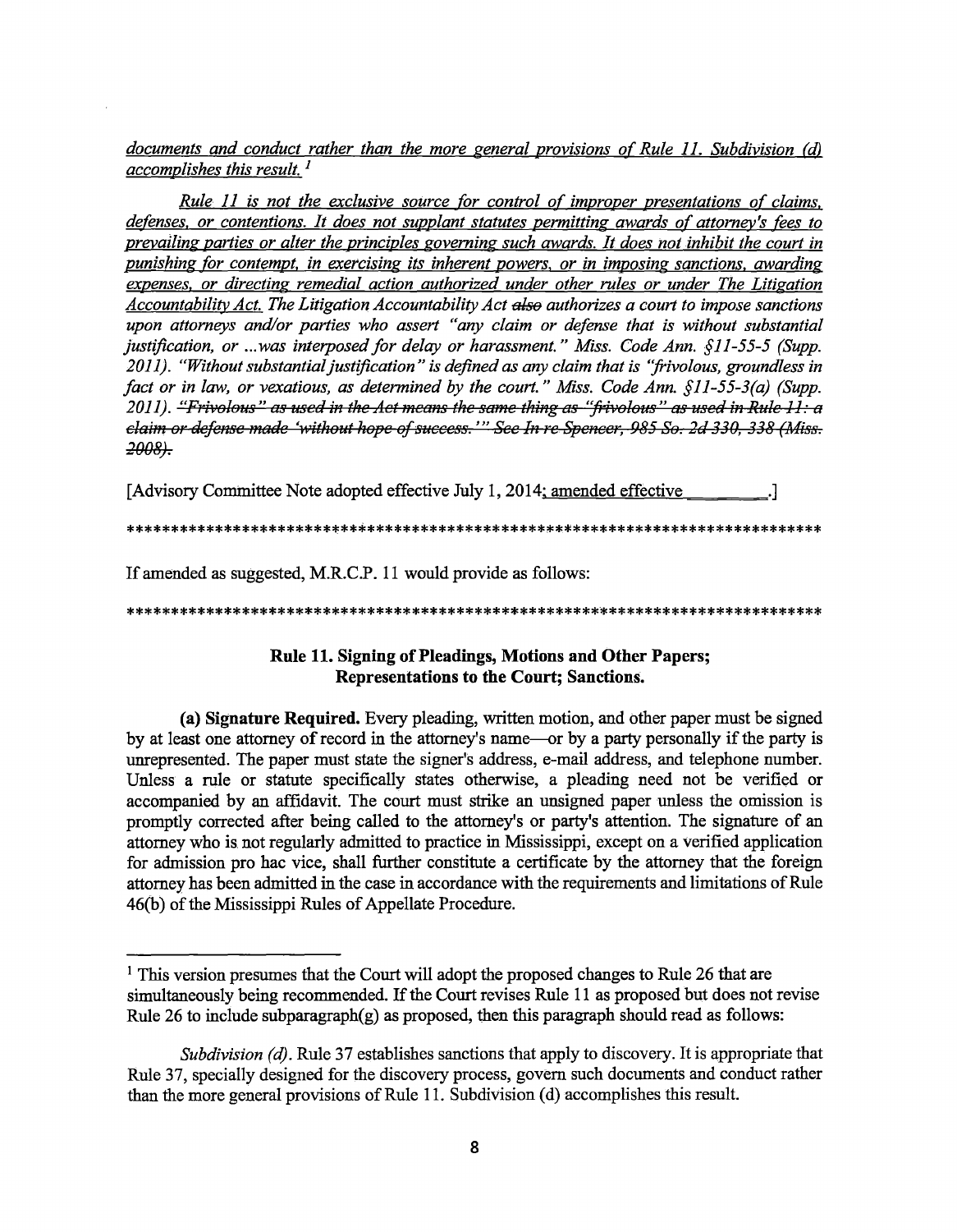<u>*documents and conduct rather than the more general provisions of Rule 11. Subdivision (d) accomplishes this result.*</u> [1]

<u>*Rule 11 is not the exclusive source for control of improper presentations of claims, defenses, or contentions. It does not supplant statutes permitting awards of attorney's fees to prevailing parties or alter the principles governing such awards. It does not inhibit the court in punishing for contempt, in exercising its inherent powers, or in imposing sanctions, awarding expenses, or directing remedial action authorized under other rules or under The Litigation Accountability Act.*</u> *The Litigation Accountability Act ~~also~~ authorizes a court to impose sanctions upon attorneys and/or parties who assert "any claim or defense that is without substantial justification, or ...was interposed for delay or harassment." Miss. Code Ann. §11-55-5 (Supp. 2011). "Without substantial justification" is defined as any claim that is "frivolous, groundless in fact or in law, or vexatious, as determined by the court." Miss. Code Ann. §11-55-3(a) (Supp. 2011). ~~"Frivolous" as used in the Act means the same thing as "frivolous" as used in Rule 11: a claim or defense made 'without hope of success.'" See In re Spencer, 985 So. 2d 330, 338 (Miss. 2008).~~*

[Advisory Committee Note adopted effective July 1, 2014<u>; amended effective ________</u>.]

\*\*\*\*\*\*\*\*\*\*\*\*\*\*\*\*\*\*\*\*\*\*\*\*\*\*\*\*\*\*\*\*\*\*\*\*\*\*\*\*\*\*\*\*\*\*\*\*\*\*\*\*\*\*\*\*\*\*\*\*\*\*\*\*\*\*\*\*\*\*\*\*\*\*\*\*\*\*\*\*

If amended as suggested, M.R.C.P. 11 would provide as follows:

\*\*\*\*\*\*\*\*\*\*\*\*\*\*\*\*\*\*\*\*\*\*\*\*\*\*\*\*\*\*\*\*\*\*\*\*\*\*\*\*\*\*\*\*\*\*\*\*\*\*\*\*\*\*\*\*\*\*\*\*\*\*\*\*\*\*\*\*\*\*\*\*\*\*\*\*\*\*\*\*

## Rule 11. Signing of Pleadings, Motions and Other Papers; Representations to the Court; Sanctions.

**(a) Signature Required.** Every pleading, written motion, and other paper must be signed by at least one attorney of record in the attorney's name—or by a party personally if the party is unrepresented. The paper must state the signer's address, e-mail address, and telephone number. Unless a rule or statute specifically states otherwise, a pleading need not be verified or accompanied by an affidavit. The court must strike an unsigned paper unless the omission is promptly corrected after being called to the attorney's or party's attention. The signature of an attorney who is not regularly admitted to practice in Mississippi, except on a verified application for admission pro hac vice, shall further constitute a certificate by the attorney that the foreign attorney has been admitted in the case in accordance with the requirements and limitations of Rule 46(b) of the Mississippi Rules of Appellate Procedure.

---

[1] This version presumes that the Court will adopt the proposed changes to Rule 26 that are simultaneously being recommended. If the Court revises Rule 11 as proposed but does not revise Rule 26 to include subparagraph(g) as proposed, then this paragraph should read as follows:

*Subdivision (d).* Rule 37 establishes sanctions that apply to discovery. It is appropriate that Rule 37, specially designed for the discovery process, govern such documents and conduct rather than the more general provisions of Rule 11. Subdivision (d) accomplishes this result.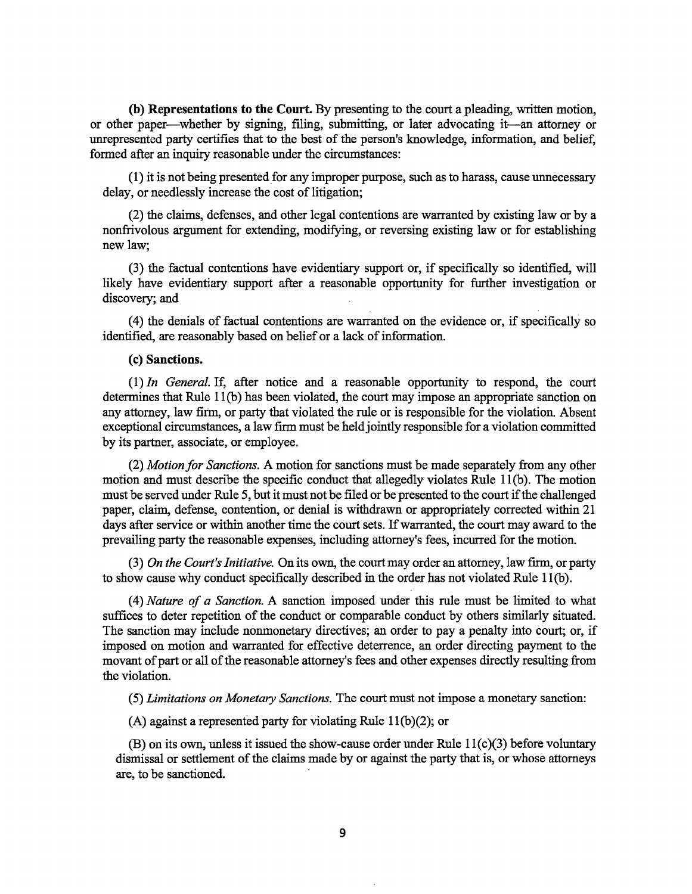**(b) Representations to the Court.** By presenting to the court a pleading, written motion, or other paper—whether by signing, filing, submitting, or later advocating it—an attorney or unrepresented party certifies that to the best of the person's knowledge, information, and belief, formed after an inquiry reasonable under the circumstances:

(1) it is not being presented for any improper purpose, such as to harass, cause unnecessary delay, or needlessly increase the cost of litigation;

(2) the claims, defenses, and other legal contentions are warranted by existing law or by a nonfrivolous argument for extending, modifying, or reversing existing law or for establishing new law;

(3) the factual contentions have evidentiary support or, if specifically so identified, will likely have evidentiary support after a reasonable opportunity for further investigation or discovery; and

(4) the denials of factual contentions are warranted on the evidence or, if specifically so identified, are reasonably based on belief or a lack of information.

**(c) Sanctions.**

(1) *In General.* If, after notice and a reasonable opportunity to respond, the court determines that Rule 11(b) has been violated, the court may impose an appropriate sanction on any attorney, law firm, or party that violated the rule or is responsible for the violation. Absent exceptional circumstances, a law firm must be held jointly responsible for a violation committed by its partner, associate, or employee.

(2) *Motion for Sanctions.* A motion for sanctions must be made separately from any other motion and must describe the specific conduct that allegedly violates Rule 11(b). The motion must be served under Rule 5, but it must not be filed or be presented to the court if the challenged paper, claim, defense, contention, or denial is withdrawn or appropriately corrected within 21 days after service or within another time the court sets. If warranted, the court may award to the prevailing party the reasonable expenses, including attorney's fees, incurred for the motion.

(3) *On the Court's Initiative.* On its own, the court may order an attorney, law firm, or party to show cause why conduct specifically described in the order has not violated Rule 11(b).

(4) *Nature of a Sanction.* A sanction imposed under this rule must be limited to what suffices to deter repetition of the conduct or comparable conduct by others similarly situated. The sanction may include nonmonetary directives; an order to pay a penalty into court; or, if imposed on motion and warranted for effective deterrence, an order directing payment to the movant of part or all of the reasonable attorney's fees and other expenses directly resulting from the violation.

(5) *Limitations on Monetary Sanctions.* The court must not impose a monetary sanction:

(A) against a represented party for violating Rule 11(b)(2); or

(B) on its own, unless it issued the show-cause order under Rule 11(c)(3) before voluntary dismissal or settlement of the claims made by or against the party that is, or whose attorneys are, to be sanctioned.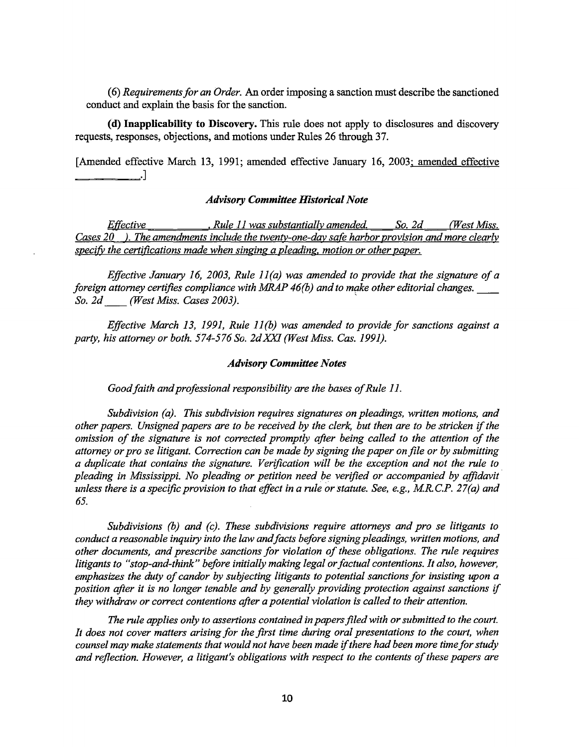(6) *Requirements for an Order.* An order imposing a sanction must describe the sanctioned conduct and explain the basis for the sanction.

**(d) Inapplicability to Discovery.** This rule does not apply to disclosures and discovery requests, responses, objections, and motions under Rules 26 through 37.

[Amended effective March 13, 1991; amended effective January 16, 2003; amended effective \_\_\_\_\_\_\_\_\_\_.]

### *Advisory Committee Historical Note*

*Effective \_\_\_\_\_\_\_\_\_\_, Rule 11 was substantially amended. \_\_\_\_ So. 2d \_\_\_\_ (West Miss. Cases 20\_\_). The amendments include the twenty-one-day safe harbor provision and more clearly specify the certifications made when singing a pleading, motion or other paper.*

*Effective January 16, 2003, Rule 11(a) was amended to provide that the signature of a foreign attorney certifies compliance with MRAP 46(b) and to make other editorial changes. \_\_\_\_ So. 2d \_\_\_\_ (West Miss. Cases 2003).*

*Effective March 13, 1991, Rule 11(b) was amended to provide for sanctions against a party, his attorney or both. 574-576 So. 2d XXI (West Miss. Cas. 1991).*

### *Advisory Committee Notes*

*Good faith and professional responsibility are the bases of Rule 11.*

*Subdivision (a). This subdivision requires signatures on pleadings, written motions, and other papers. Unsigned papers are to be received by the clerk, but then are to be stricken if the omission of the signature is not corrected promptly after being called to the attention of the attorney or pro se litigant. Correction can be made by signing the paper on file or by submitting a duplicate that contains the signature. Verification will be the exception and not the rule to pleading in Mississippi. No pleading or petition need be verified or accompanied by affidavit unless there is a specific provision to that effect in a rule or statute. See, e.g., M.R.C.P. 27(a) and 65.*

*Subdivisions (b) and (c). These subdivisions require attorneys and pro se litigants to conduct a reasonable inquiry into the law and facts before signing pleadings, written motions, and other documents, and prescribe sanctions for violation of these obligations. The rule requires litigants to "stop-and-think" before initially making legal or factual contentions. It also, however, emphasizes the duty of candor by subjecting litigants to potential sanctions for insisting upon a position after it is no longer tenable and by generally providing protection against sanctions if they withdraw or correct contentions after a potential violation is called to their attention.*

*The rule applies only to assertions contained in papers filed with or submitted to the court. It does not cover matters arising for the first time during oral presentations to the court, when counsel may make statements that would not have been made if there had been more time for study and reflection. However, a litigant's obligations with respect to the contents of these papers are*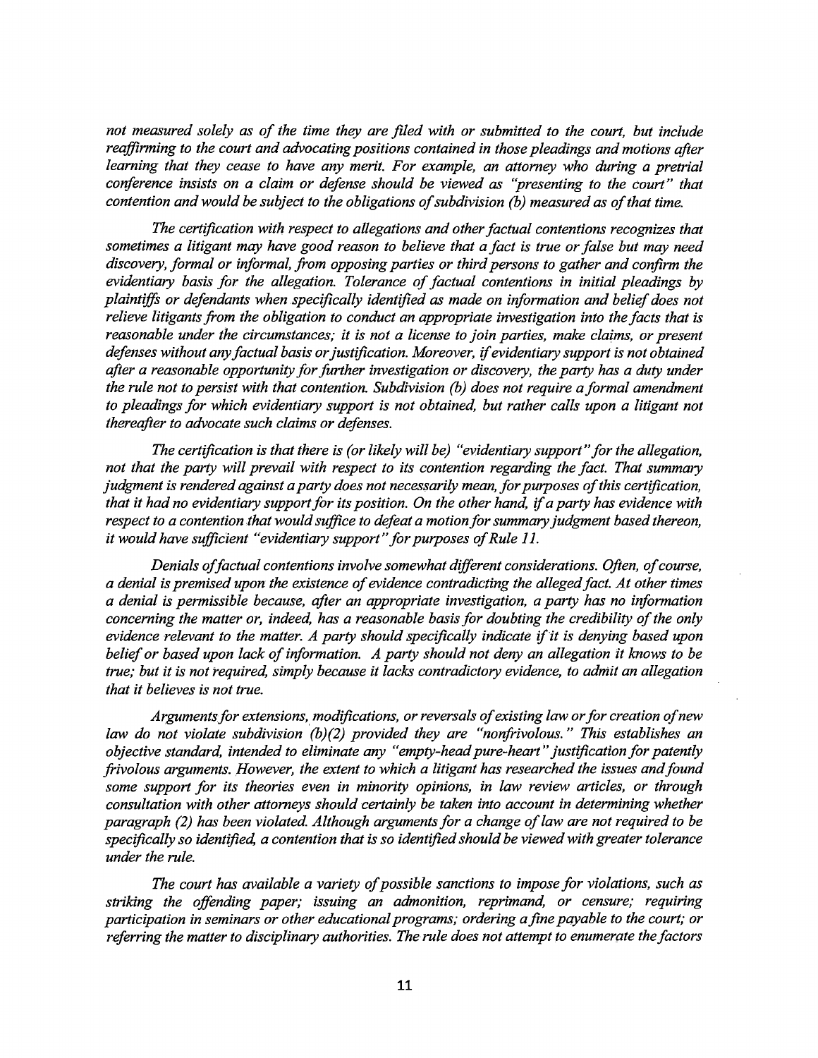*not measured solely as of the time they are filed with or submitted to the court, but include reaffirming to the court and advocating positions contained in those pleadings and motions after learning that they cease to have any merit. For example, an attorney who during a pretrial conference insists on a claim or defense should be viewed as "presenting to the court" that contention and would be subject to the obligations of subdivision (b) measured as of that time.*

*The certification with respect to allegations and other factual contentions recognizes that sometimes a litigant may have good reason to believe that a fact is true or false but may need discovery, formal or informal, from opposing parties or third persons to gather and confirm the evidentiary basis for the allegation. Tolerance of factual contentions in initial pleadings by plaintiffs or defendants when specifically identified as made on information and belief does not relieve litigants from the obligation to conduct an appropriate investigation into the facts that is reasonable under the circumstances; it is not a license to join parties, make claims, or present defenses without any factual basis or justification. Moreover, if evidentiary support is not obtained after a reasonable opportunity for further investigation or discovery, the party has a duty under the rule not to persist with that contention. Subdivision (b) does not require a formal amendment to pleadings for which evidentiary support is not obtained, but rather calls upon a litigant not thereafter to advocate such claims or defenses.*

*The certification is that there is (or likely will be) "evidentiary support" for the allegation, not that the party will prevail with respect to its contention regarding the fact. That summary judgment is rendered against a party does not necessarily mean, for purposes of this certification, that it had no evidentiary support for its position. On the other hand, if a party has evidence with respect to a contention that would suffice to defeat a motion for summary judgment based thereon, it would have sufficient "evidentiary support" for purposes of Rule 11.*

*Denials of factual contentions involve somewhat different considerations. Often, of course, a denial is premised upon the existence of evidence contradicting the alleged fact. At other times a denial is permissible because, after an appropriate investigation, a party has no information concerning the matter or, indeed, has a reasonable basis for doubting the credibility of the only evidence relevant to the matter. A party should specifically indicate if it is denying based upon belief or based upon lack of information. A party should not deny an allegation it knows to be true; but it is not required, simply because it lacks contradictory evidence, to admit an allegation that it believes is not true.*

*Arguments for extensions, modifications, or reversals of existing law or for creation of new law do not violate subdivision (b)(2) provided they are "nonfrivolous." This establishes an objective standard, intended to eliminate any "empty-head pure-heart" justification for patently frivolous arguments. However, the extent to which a litigant has researched the issues and found some support for its theories even in minority opinions, in law review articles, or through consultation with other attorneys should certainly be taken into account in determining whether paragraph (2) has been violated. Although arguments for a change of law are not required to be specifically so identified, a contention that is so identified should be viewed with greater tolerance under the rule.*

*The court has available a variety of possible sanctions to impose for violations, such as striking the offending paper; issuing an admonition, reprimand, or censure; requiring participation in seminars or other educational programs; ordering a fine payable to the court; or referring the matter to disciplinary authorities. The rule does not attempt to enumerate the factors*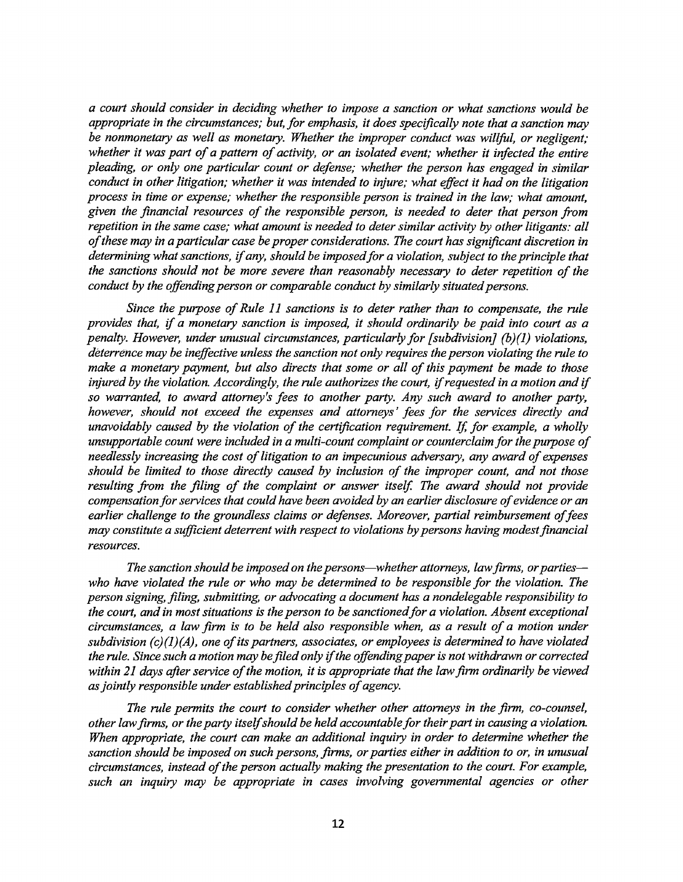*a court should consider in deciding whether to impose a sanction or what sanctions would be appropriate in the circumstances; but, for emphasis, it does specifically note that a sanction may be nonmonetary as well as monetary. Whether the improper conduct was willful, or negligent; whether it was part of a pattern of activity, or an isolated event; whether it infected the entire pleading, or only one particular count or defense; whether the person has engaged in similar conduct in other litigation; whether it was intended to injure; what effect it had on the litigation process in time or expense; whether the responsible person is trained in the law; what amount, given the financial resources of the responsible person, is needed to deter that person from repetition in the same case; what amount is needed to deter similar activity by other litigants: all of these may in a particular case be proper considerations. The court has significant discretion in determining what sanctions, if any, should be imposed for a violation, subject to the principle that the sanctions should not be more severe than reasonably necessary to deter repetition of the conduct by the offending person or comparable conduct by similarly situated persons.*

*Since the purpose of Rule 11 sanctions is to deter rather than to compensate, the rule provides that, if a monetary sanction is imposed, it should ordinarily be paid into court as a penalty. However, under unusual circumstances, particularly for [subdivision] (b)(1) violations, deterrence may be ineffective unless the sanction not only requires the person violating the rule to make a monetary payment, but also directs that some or all of this payment be made to those injured by the violation. Accordingly, the rule authorizes the court, if requested in a motion and if so warranted, to award attorney's fees to another party. Any such award to another party, however, should not exceed the expenses and attorneys' fees for the services directly and unavoidably caused by the violation of the certification requirement. If, for example, a wholly unsupportable count were included in a multi-count complaint or counterclaim for the purpose of needlessly increasing the cost of litigation to an impecunious adversary, any award of expenses should be limited to those directly caused by inclusion of the improper count, and not those resulting from the filing of the complaint or answer itself. The award should not provide compensation for services that could have been avoided by an earlier disclosure of evidence or an earlier challenge to the groundless claims or defenses. Moreover, partial reimbursement of fees may constitute a sufficient deterrent with respect to violations by persons having modest financial resources.*

*The sanction should be imposed on the persons—whether attorneys, law firms, or parties—who have violated the rule or who may be determined to be responsible for the violation. The person signing, filing, submitting, or advocating a document has a nondelegable responsibility to the court, and in most situations is the person to be sanctioned for a violation. Absent exceptional circumstances, a law firm is to be held also responsible when, as a result of a motion under subdivision (c)(1)(A), one of its partners, associates, or employees is determined to have violated the rule. Since such a motion may be filed only if the offending paper is not withdrawn or corrected within 21 days after service of the motion, it is appropriate that the law firm ordinarily be viewed as jointly responsible under established principles of agency.*

*The rule permits the court to consider whether other attorneys in the firm, co-counsel, other law firms, or the party itself should be held accountable for their part in causing a violation. When appropriate, the court can make an additional inquiry in order to determine whether the sanction should be imposed on such persons, firms, or parties either in addition to or, in unusual circumstances, instead of the person actually making the presentation to the court. For example, such an inquiry may be appropriate in cases involving governmental agencies or other*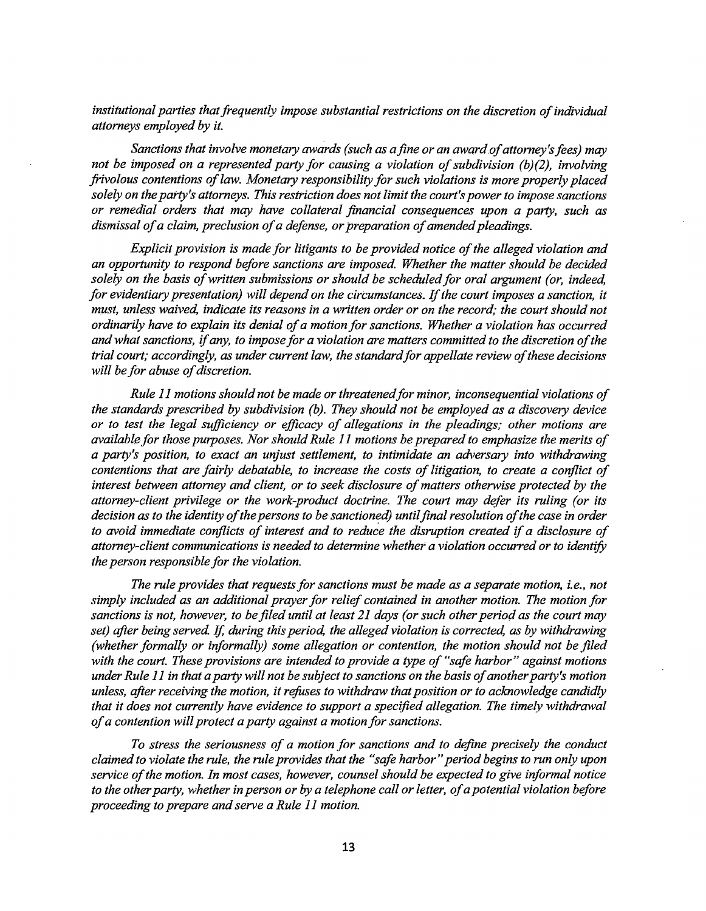*institutional parties that frequently impose substantial restrictions on the discretion of individual attorneys employed by it.*

*Sanctions that involve monetary awards (such as a fine or an award of attorney's fees) may not be imposed on a represented party for causing a violation of subdivision (b)(2), involving frivolous contentions of law. Monetary responsibility for such violations is more properly placed solely on the party's attorneys. This restriction does not limit the court's power to impose sanctions or remedial orders that may have collateral financial consequences upon a party, such as dismissal of a claim, preclusion of a defense, or preparation of amended pleadings.*

*Explicit provision is made for litigants to be provided notice of the alleged violation and an opportunity to respond before sanctions are imposed. Whether the matter should be decided solely on the basis of written submissions or should be scheduled for oral argument (or, indeed, for evidentiary presentation) will depend on the circumstances. If the court imposes a sanction, it must, unless waived, indicate its reasons in a written order or on the record; the court should not ordinarily have to explain its denial of a motion for sanctions. Whether a violation has occurred and what sanctions, if any, to impose for a violation are matters committed to the discretion of the trial court; accordingly, as under current law, the standard for appellate review of these decisions will be for abuse of discretion.*

*Rule 11 motions should not be made or threatened for minor, inconsequential violations of the standards prescribed by subdivision (b). They should not be employed as a discovery device or to test the legal sufficiency or efficacy of allegations in the pleadings; other motions are available for those purposes. Nor should Rule 11 motions be prepared to emphasize the merits of a party's position, to exact an unjust settlement, to intimidate an adversary into withdrawing contentions that are fairly debatable, to increase the costs of litigation, to create a conflict of interest between attorney and client, or to seek disclosure of matters otherwise protected by the attorney-client privilege or the work-product doctrine. The court may defer its ruling (or its decision as to the identity of the persons to be sanctioned) until final resolution of the case in order to avoid immediate conflicts of interest and to reduce the disruption created if a disclosure of attorney-client communications is needed to determine whether a violation occurred or to identify the person responsible for the violation.*

*The rule provides that requests for sanctions must be made as a separate motion, i.e., not simply included as an additional prayer for relief contained in another motion. The motion for sanctions is not, however, to be filed until at least 21 days (or such other period as the court may set) after being served. If, during this period, the alleged violation is corrected, as by withdrawing (whether formally or informally) some allegation or contention, the motion should not be filed with the court. These provisions are intended to provide a type of "safe harbor" against motions under Rule 11 in that a party will not be subject to sanctions on the basis of another party's motion unless, after receiving the motion, it refuses to withdraw that position or to acknowledge candidly that it does not currently have evidence to support a specified allegation. The timely withdrawal of a contention will protect a party against a motion for sanctions.*

*To stress the seriousness of a motion for sanctions and to define precisely the conduct claimed to violate the rule, the rule provides that the "safe harbor" period begins to run only upon service of the motion. In most cases, however, counsel should be expected to give informal notice to the other party, whether in person or by a telephone call or letter, of a potential violation before proceeding to prepare and serve a Rule 11 motion.*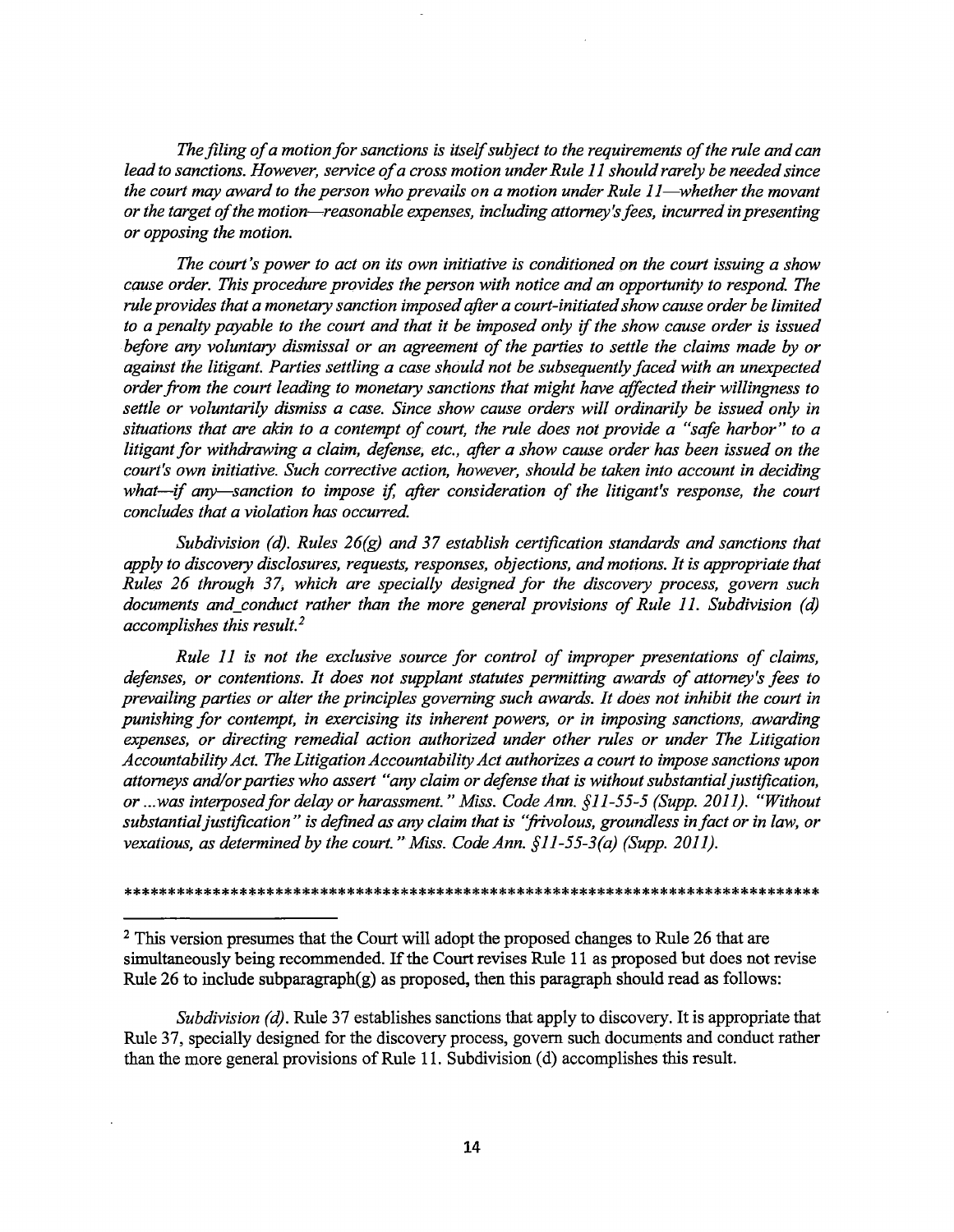*The filing of a motion for sanctions is itself subject to the requirements of the rule and can lead to sanctions. However, service of a cross motion under Rule 11 should rarely be needed since the court may award to the person who prevails on a motion under Rule 11—whether the movant or the target of the motion—reasonable expenses, including attorney's fees, incurred in presenting or opposing the motion.*

*The court's power to act on its own initiative is conditioned on the court issuing a show cause order. This procedure provides the person with notice and an opportunity to respond. The rule provides that a monetary sanction imposed after a court-initiated show cause order be limited to a penalty payable to the court and that it be imposed only if the show cause order is issued before any voluntary dismissal or an agreement of the parties to settle the claims made by or against the litigant. Parties settling a case should not be subsequently faced with an unexpected order from the court leading to monetary sanctions that might have affected their willingness to settle or voluntarily dismiss a case. Since show cause orders will ordinarily be issued only in situations that are akin to a contempt of court, the rule does not provide a "safe harbor" to a litigant for withdrawing a claim, defense, etc., after a show cause order has been issued on the court's own initiative. Such corrective action, however, should be taken into account in deciding what—if any—sanction to impose if, after consideration of the litigant's response, the court concludes that a violation has occurred.*

*Subdivision (d). Rules 26(g) and 37 establish certification standards and sanctions that apply to discovery disclosures, requests, responses, objections, and motions. It is appropriate that Rules 26 through 37, which are specially designed for the discovery process, govern such documents and conduct rather than the more general provisions of Rule 11. Subdivision (d) accomplishes this result.*[2]

*Rule 11 is not the exclusive source for control of improper presentations of claims, defenses, or contentions. It does not supplant statutes permitting awards of attorney's fees to prevailing parties or alter the principles governing such awards. It does not inhibit the court in punishing for contempt, in exercising its inherent powers, or in imposing sanctions, awarding expenses, or directing remedial action authorized under other rules or under The Litigation Accountability Act. The Litigation Accountability Act authorizes a court to impose sanctions upon attorneys and/or parties who assert "any claim or defense that is without substantial justification, or ...was interposed for delay or harassment." Miss. Code Ann. §11-55-5 (Supp. 2011). "Without substantial justification" is defined as any claim that is "frivolous, groundless in fact or in law, or vexatious, as determined by the court." Miss. Code Ann. §11-55-3(a) (Supp. 2011).*

\*\*\*\*\*\*\*\*\*\*\*\*\*\*\*\*\*\*\*\*\*\*\*\*\*\*\*\*\*\*\*\*\*\*\*\*\*\*\*\*\*\*\*\*\*\*\*\*\*\*\*\*\*\*\*\*\*\*\*\*\*\*\*\*\*\*\*\*\*\*\*\*\*\*\*\*\*\*\*\*

---

[2] This version presumes that the Court will adopt the proposed changes to Rule 26 that are simultaneously being recommended. If the Court revises Rule 11 as proposed but does not revise Rule 26 to include subparagraph(g) as proposed, then this paragraph should read as follows:

*Subdivision (d).* Rule 37 establishes sanctions that apply to discovery. It is appropriate that Rule 37, specially designed for the discovery process, govern such documents and conduct rather than the more general provisions of Rule 11. Subdivision (d) accomplishes this result.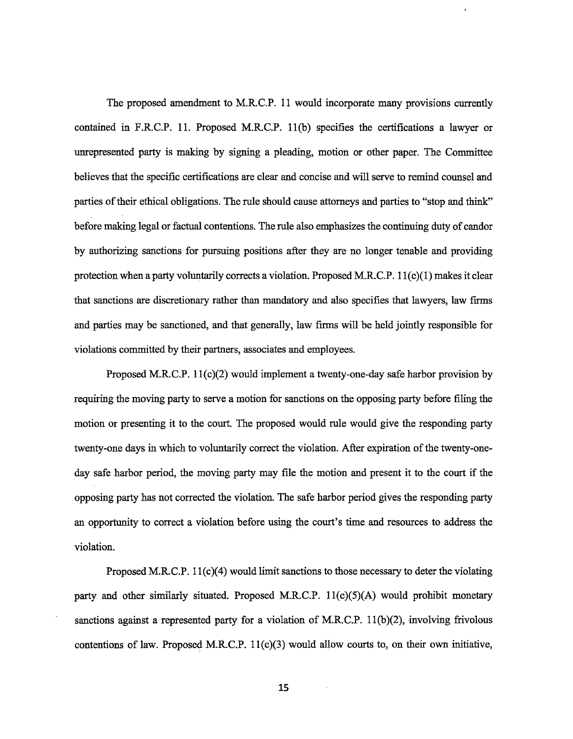The proposed amendment to M.R.C.P. 11 would incorporate many provisions currently contained in F.R.C.P. 11. Proposed M.R.C.P. 11(b) specifies the certifications a lawyer or unrepresented party is making by signing a pleading, motion or other paper. The Committee believes that the specific certifications are clear and concise and will serve to remind counsel and parties of their ethical obligations. The rule should cause attorneys and parties to "stop and think" before making legal or factual contentions. The rule also emphasizes the continuing duty of candor by authorizing sanctions for pursuing positions after they are no longer tenable and providing protection when a party voluntarily corrects a violation. Proposed M.R.C.P. 11(c)(1) makes it clear that sanctions are discretionary rather than mandatory and also specifies that lawyers, law firms and parties may be sanctioned, and that generally, law firms will be held jointly responsible for violations committed by their partners, associates and employees.

Proposed M.R.C.P. 11(c)(2) would implement a twenty-one-day safe harbor provision by requiring the moving party to serve a motion for sanctions on the opposing party before filing the motion or presenting it to the court. The proposed would rule would give the responding party twenty-one days in which to voluntarily correct the violation. After expiration of the twenty-one-day safe harbor period, the moving party may file the motion and present it to the court if the opposing party has not corrected the violation. The safe harbor period gives the responding party an opportunity to correct a violation before using the court's time and resources to address the violation.

Proposed M.R.C.P. 11(c)(4) would limit sanctions to those necessary to deter the violating party and other similarly situated. Proposed M.R.C.P. 11(c)(5)(A) would prohibit monetary sanctions against a represented party for a violation of M.R.C.P. 11(b)(2), involving frivolous contentions of law. Proposed M.R.C.P. 11(c)(3) would allow courts to, on their own initiative,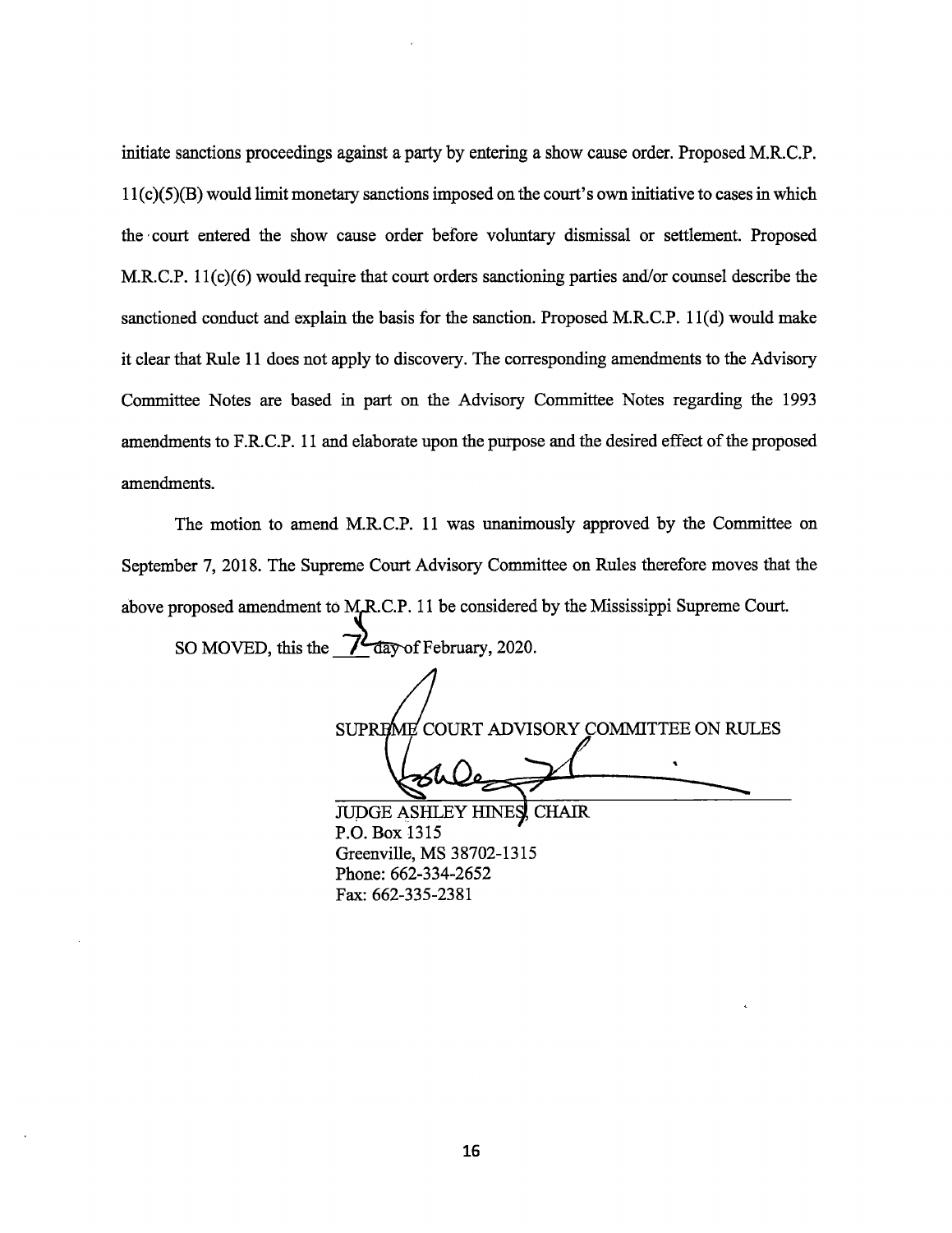initiate sanctions proceedings against a party by entering a show cause order. Proposed M.R.C.P. 11(c)(5)(B) would limit monetary sanctions imposed on the court's own initiative to cases in which the court entered the show cause order before voluntary dismissal or settlement. Proposed M.R.C.P. 11(c)(6) would require that court orders sanctioning parties and/or counsel describe the sanctioned conduct and explain the basis for the sanction. Proposed M.R.C.P. 11(d) would make it clear that Rule 11 does not apply to discovery. The corresponding amendments to the Advisory Committee Notes are based in part on the Advisory Committee Notes regarding the 1993 amendments to F.R.C.P. 11 and elaborate upon the purpose and the desired effect of the proposed amendments.

The motion to amend M.R.C.P. 11 was unanimously approved by the Committee on September 7, 2018. The Supreme Court Advisory Committee on Rules therefore moves that the above proposed amendment to M.R.C.P. 11 be considered by the Mississippi Supreme Court.

SO MOVED, this the 7 day of February, 2020.

SUPREME COURT ADVISORY COMMITTEE ON RULES

JUDGE ASHLEY HINES, CHAIR
P.O. Box 1315
Greenville, MS 38702-1315
Phone: 662-334-2652
Fax: 662-335-2381